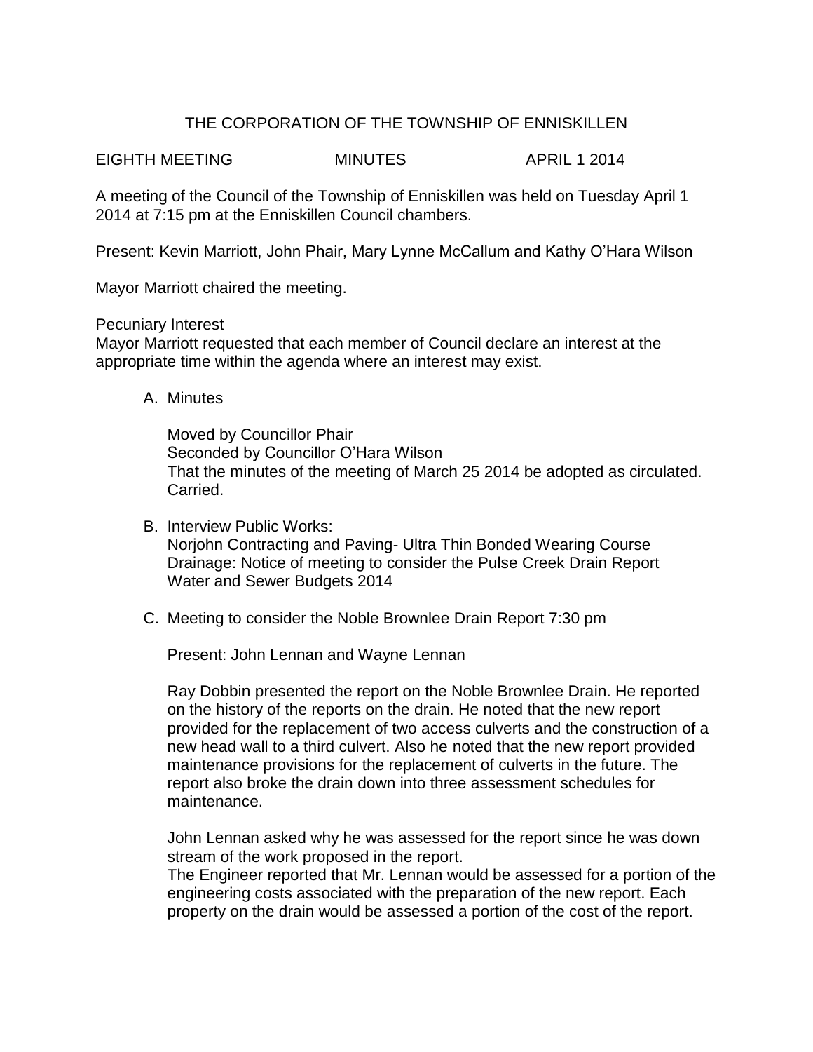# THE CORPORATION OF THE TOWNSHIP OF ENNISKILLEN

EIGHTH MEETING MINUTES APRIL 1 2014

A meeting of the Council of the Township of Enniskillen was held on Tuesday April 1 2014 at 7:15 pm at the Enniskillen Council chambers.

Present: Kevin Marriott, John Phair, Mary Lynne McCallum and Kathy O'Hara Wilson

Mayor Marriott chaired the meeting.

Pecuniary Interest
Mayor Marriott requested that each member of Council declare an interest at the appropriate time within the agenda where an interest may exist.

A. Minutes

   Moved by Councillor Phair
   Seconded by Councillor O'Hara Wilson
   That the minutes of the meeting of March 25 2014 be adopted as circulated.
   Carried.

B. Interview Public Works:
   Norjohn Contracting and Paving- Ultra Thin Bonded Wearing Course
   Drainage: Notice of meeting to consider the Pulse Creek Drain Report
   Water and Sewer Budgets 2014

C. Meeting to consider the Noble Brownlee Drain Report 7:30 pm

   Present: John Lennan and Wayne Lennan

   Ray Dobbin presented the report on the Noble Brownlee Drain. He reported on the history of the reports on the drain. He noted that the new report provided for the replacement of two access culverts and the construction of a new head wall to a third culvert. Also he noted that the new report provided maintenance provisions for the replacement of culverts in the future. The report also broke the drain down into three assessment schedules for maintenance.

   John Lennan asked why he was assessed for the report since he was down stream of the work proposed in the report.
   The Engineer reported that Mr. Lennan would be assessed for a portion of the engineering costs associated with the preparation of the new report. Each property on the drain would be assessed a portion of the cost of the report.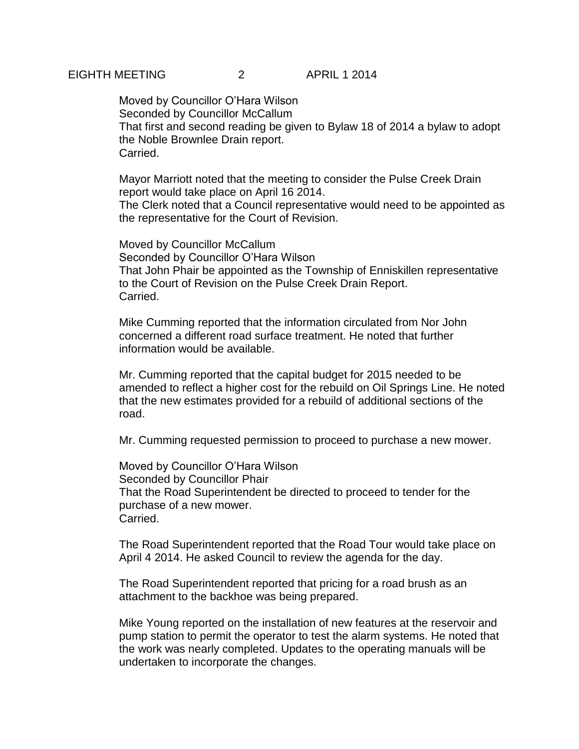Moved by Councillor O'Hara Wilson
Seconded by Councillor McCallum
That first and second reading be given to Bylaw 18 of 2014 a bylaw to adopt the Noble Brownlee Drain report.
Carried.

Mayor Marriott noted that the meeting to consider the Pulse Creek Drain report would take place on April 16 2014.
The Clerk noted that a Council representative would need to be appointed as the representative for the Court of Revision.

Moved by Councillor McCallum
Seconded by Councillor O'Hara Wilson
That John Phair be appointed as the Township of Enniskillen representative to the Court of Revision on the Pulse Creek Drain Report.
Carried.

Mike Cumming reported that the information circulated from Nor John concerned a different road surface treatment. He noted that further information would be available.

Mr. Cumming reported that the capital budget for 2015 needed to be amended to reflect a higher cost for the rebuild on Oil Springs Line. He noted that the new estimates provided for a rebuild of additional sections of the road.

Mr. Cumming requested permission to proceed to purchase a new mower.

Moved by Councillor O'Hara Wilson
Seconded by Councillor Phair
That the Road Superintendent be directed to proceed to tender for the purchase of a new mower.
Carried.

The Road Superintendent reported that the Road Tour would take place on April 4 2014. He asked Council to review the agenda for the day.

The Road Superintendent reported that pricing for a road brush as an attachment to the backhoe was being prepared.

Mike Young reported on the installation of new features at the reservoir and pump station to permit the operator to test the alarm systems. He noted that the work was nearly completed. Updates to the operating manuals will be undertaken to incorporate the changes.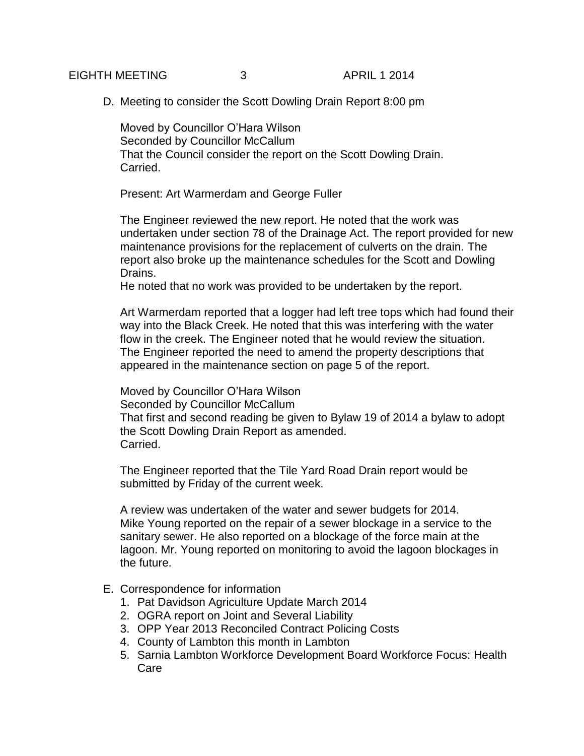D. Meeting to consider the Scott Dowling Drain Report 8:00 pm

   Moved by Councillor O'Hara Wilson
   Seconded by Councillor McCallum
   That the Council consider the report on the Scott Dowling Drain.
   Carried.

   Present: Art Warmerdam and George Fuller

   The Engineer reviewed the new report. He noted that the work was undertaken under section 78 of the Drainage Act. The report provided for new maintenance provisions for the replacement of culverts on the drain. The report also broke up the maintenance schedules for the Scott and Dowling Drains.
   He noted that no work was provided to be undertaken by the report.

   Art Warmerdam reported that a logger had left tree tops which had found their way into the Black Creek. He noted that this was interfering with the water flow in the creek. The Engineer noted that he would review the situation.
   The Engineer reported the need to amend the property descriptions that appeared in the maintenance section on page 5 of the report.

   Moved by Councillor O'Hara Wilson
   Seconded by Councillor McCallum
   That first and second reading be given to Bylaw 19 of 2014 a bylaw to adopt the Scott Dowling Drain Report as amended.
   Carried.

   The Engineer reported that the Tile Yard Road Drain report would be submitted by Friday of the current week.

   A review was undertaken of the water and sewer budgets for 2014.
   Mike Young reported on the repair of a sewer blockage in a service to the sanitary sewer. He also reported on a blockage of the force main at the lagoon. Mr. Young reported on monitoring to avoid the lagoon blockages in the future.

E. Correspondence for information
   1. Pat Davidson Agriculture Update March 2014
   2. OGRA report on Joint and Several Liability
   3. OPP Year 2013 Reconciled Contract Policing Costs
   4. County of Lambton this month in Lambton
   5. Sarnia Lambton Workforce Development Board Workforce Focus: Health Care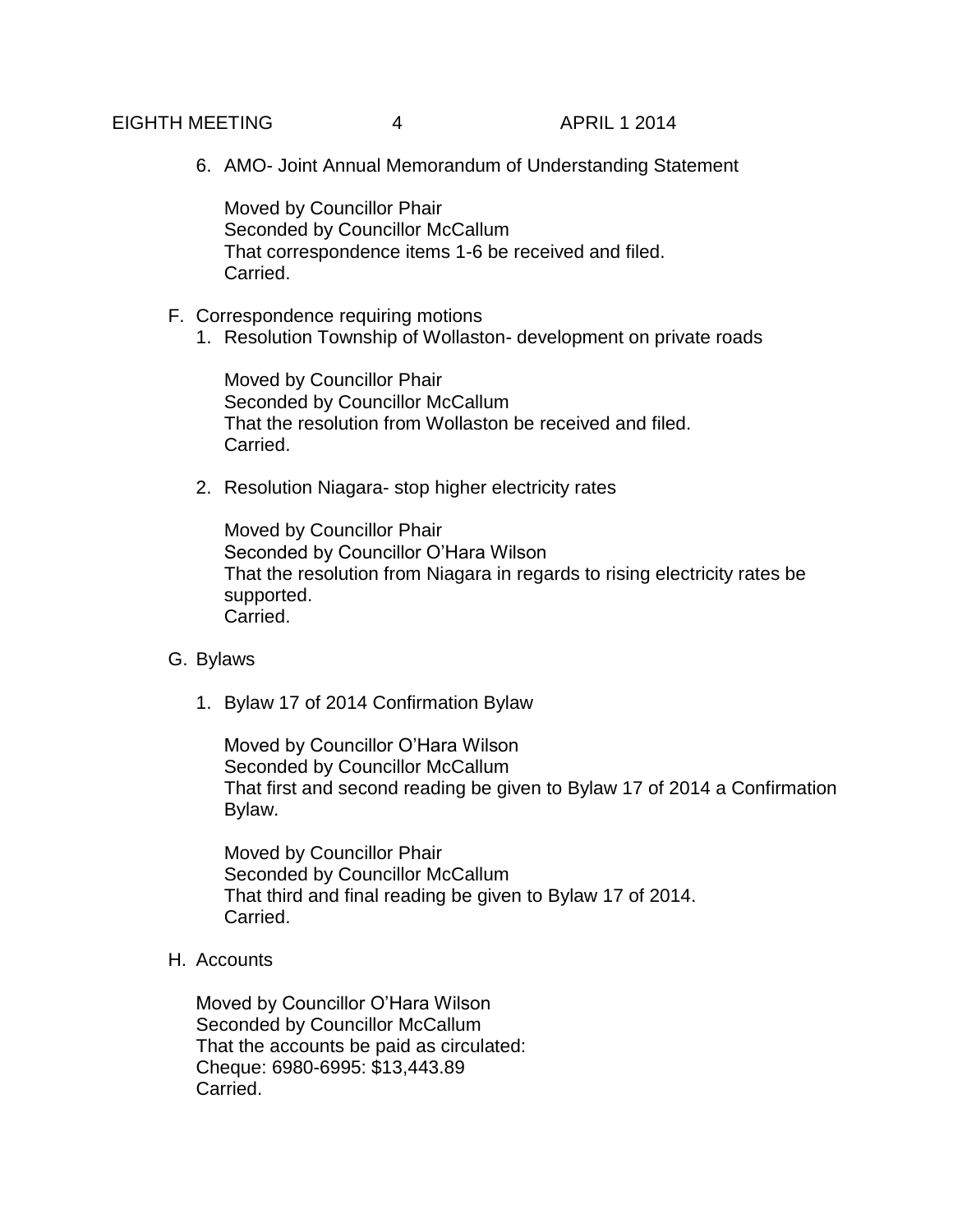6. AMO- Joint Annual Memorandum of Understanding Statement

   Moved by Councillor Phair
   Seconded by Councillor McCallum
   That correspondence items 1-6 be received and filed.
   Carried.

F. Correspondence requiring motions

1. Resolution Township of Wollaston- development on private roads

   Moved by Councillor Phair
   Seconded by Councillor McCallum
   That the resolution from Wollaston be received and filed.
   Carried.

2. Resolution Niagara- stop higher electricity rates

   Moved by Councillor Phair
   Seconded by Councillor O'Hara Wilson
   That the resolution from Niagara in regards to rising electricity rates be supported.
   Carried.

G. Bylaws

1. Bylaw 17 of 2014 Confirmation Bylaw

   Moved by Councillor O'Hara Wilson
   Seconded by Councillor McCallum
   That first and second reading be given to Bylaw 17 of 2014 a Confirmation Bylaw.

   Moved by Councillor Phair
   Seconded by Councillor McCallum
   That third and final reading be given to Bylaw 17 of 2014.
   Carried.

H. Accounts

   Moved by Councillor O'Hara Wilson
   Seconded by Councillor McCallum
   That the accounts be paid as circulated:
   Cheque: 6980-6995: $13,443.89
   Carried.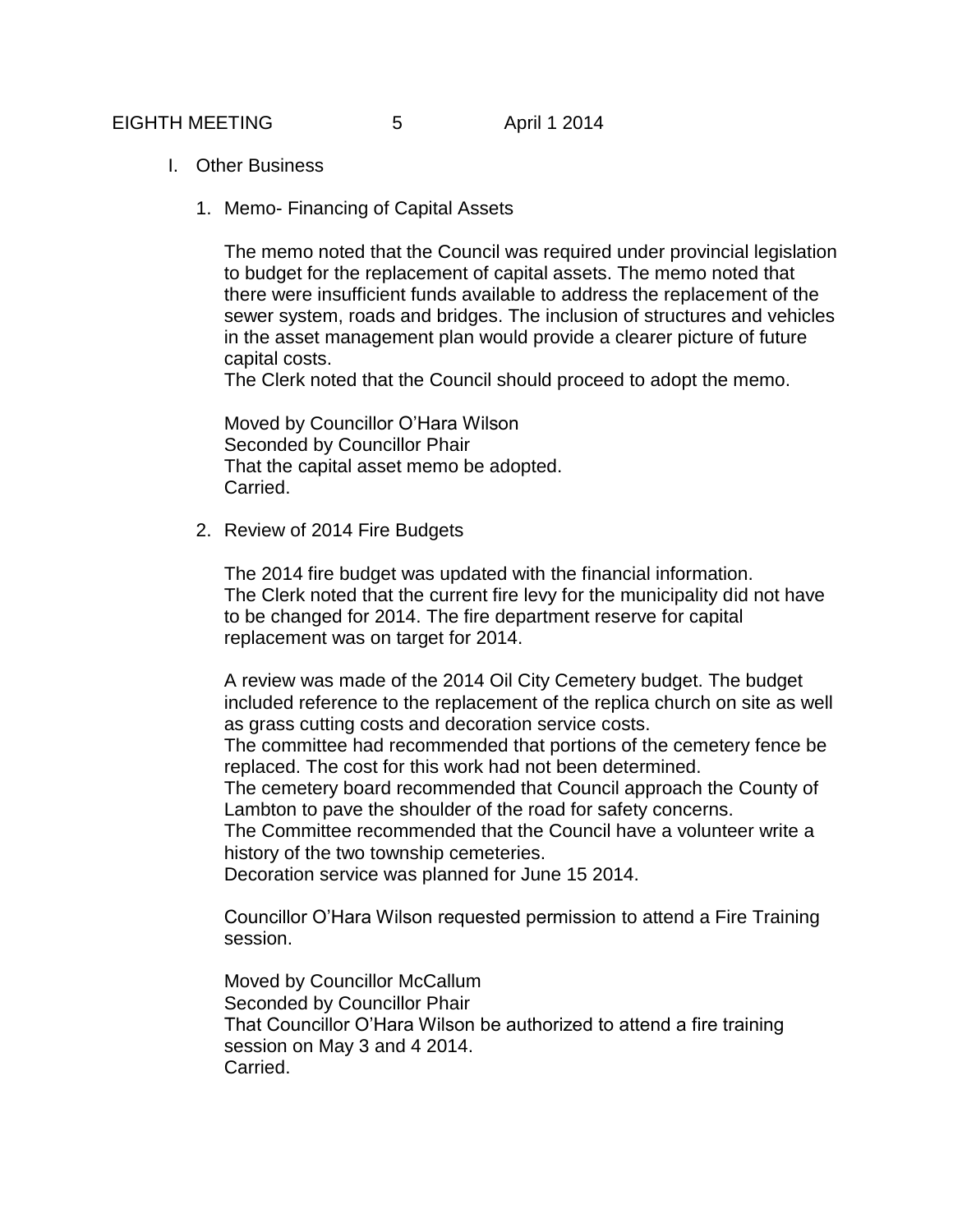I. Other Business

1. Memo- Financing of Capital Assets

   The memo noted that the Council was required under provincial legislation to budget for the replacement of capital assets. The memo noted that there were insufficient funds available to address the replacement of the sewer system, roads and bridges. The inclusion of structures and vehicles in the asset management plan would provide a clearer picture of future capital costs.
   The Clerk noted that the Council should proceed to adopt the memo.

   Moved by Councillor O'Hara Wilson
   Seconded by Councillor Phair
   That the capital asset memo be adopted.
   Carried.

2. Review of 2014 Fire Budgets

   The 2014 fire budget was updated with the financial information.
   The Clerk noted that the current fire levy for the municipality did not have to be changed for 2014. The fire department reserve for capital replacement was on target for 2014.

   A review was made of the 2014 Oil City Cemetery budget. The budget included reference to the replacement of the replica church on site as well as grass cutting costs and decoration service costs.
   The committee had recommended that portions of the cemetery fence be replaced. The cost for this work had not been determined.
   The cemetery board recommended that Council approach the County of Lambton to pave the shoulder of the road for safety concerns.
   The Committee recommended that the Council have a volunteer write a history of the two township cemeteries.
   Decoration service was planned for June 15 2014.

   Councillor O'Hara Wilson requested permission to attend a Fire Training session.

   Moved by Councillor McCallum
   Seconded by Councillor Phair
   That Councillor O'Hara Wilson be authorized to attend a fire training session on May 3 and 4 2014.
   Carried.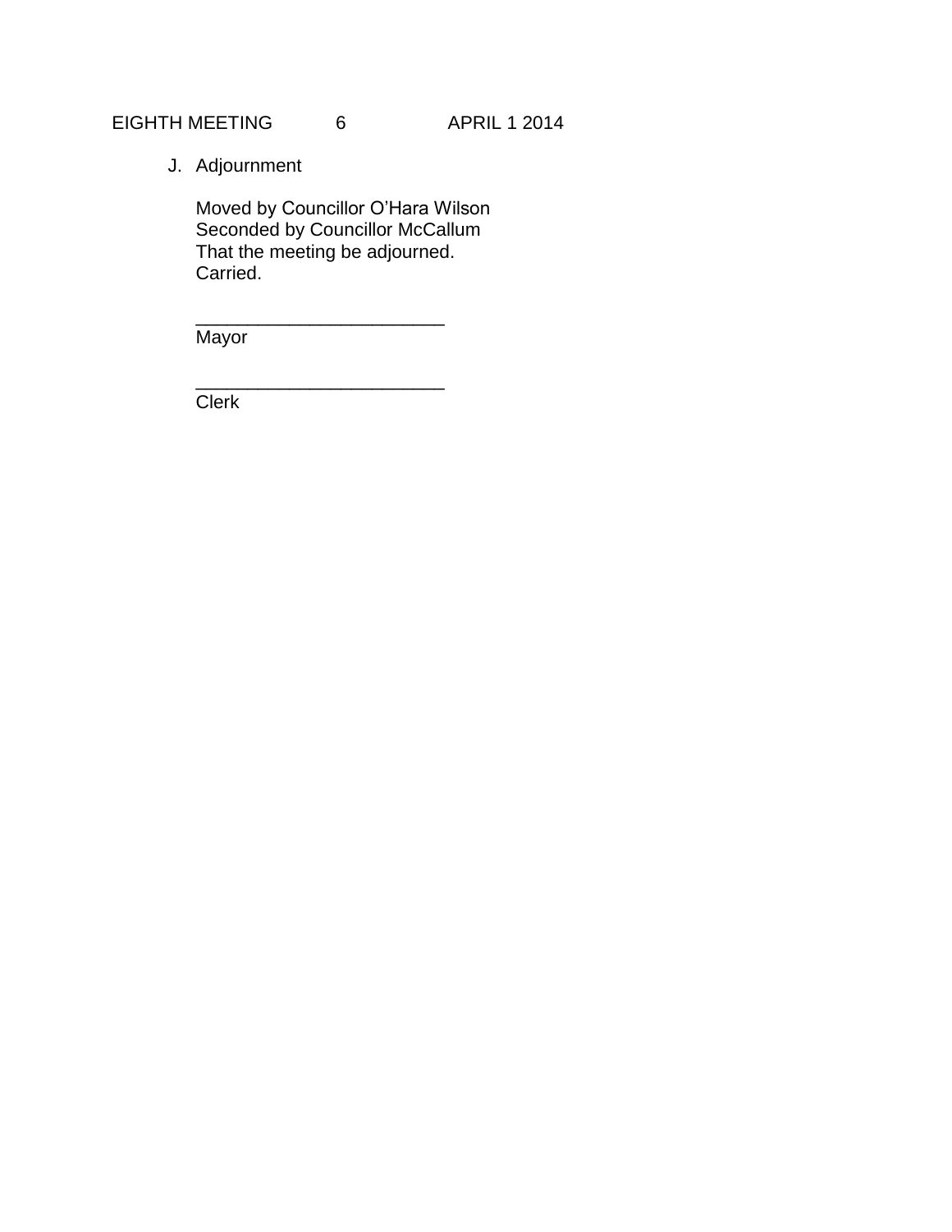J. Adjournment

Moved by Councillor O'Hara Wilson
Seconded by Councillor McCallum
That the meeting be adjourned.
Carried.

________________________
Mayor

________________________
Clerk